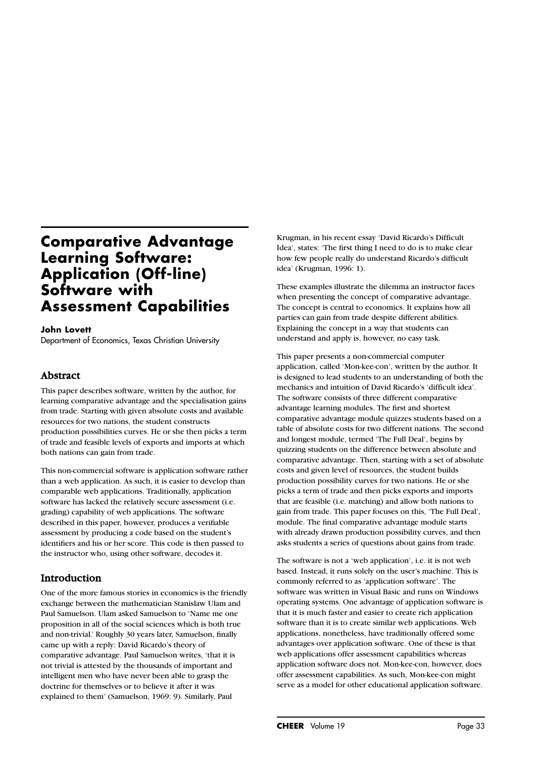# Comparative Advantage Learning Software: Application (Off-line) Software with Assessment Capabilities

**John Lovett**
Department of Economics, Texas Christian University

## Abstract

This paper describes software, written by the author, for learning comparative advantage and the specialisation gains from trade. Starting with given absolute costs and available resources for two nations, the student constructs production possibilities curves. He or she then picks a term of trade and feasible levels of exports and imports at which both nations can gain from trade.

This non-commercial software is application software rather than a web application. As such, it is easier to develop than comparable web applications. Traditionally, application software has lacked the relatively secure assessment (i.e. grading) capability of web applications. The software described in this paper, however, produces a verifiable assessment by producing a code based on the student's identifiers and his or her score. This code is then passed to the instructor who, using other software, decodes it.

## Introduction

One of the more famous stories in economics is the friendly exchange between the mathematician Stanislaw Ulam and Paul Samuelson. Ulam asked Samuelson to 'Name me one proposition in all of the social sciences which is both true and non-trivial.' Roughly 30 years later, Samuelson, finally came up with a reply: David Ricardo's theory of comparative advantage. Paul Samuelson writes, 'that it is not trivial is attested by the thousands of important and intelligent men who have never been able to grasp the doctrine for themselves or to believe it after it was explained to them' (Samuelson, 1969: 9). Similarly, Paul Krugman, in his recent essay 'David Ricardo's Difficult Idea', states: 'The first thing I need to do is to make clear how few people really do understand Ricardo's difficult idea' (Krugman, 1996: 1).

These examples illustrate the dilemma an instructor faces when presenting the concept of comparative advantage. The concept is central to economics. It explains how all parties can gain from trade despite different abilities. Explaining the concept in a way that students can understand and apply is, however, no easy task.

This paper presents a non-commercial computer application, called 'Mon-kee-con', written by the author. It is designed to lead students to an understanding of both the mechanics and intuition of David Ricardo's 'difficult idea'. The software consists of three different comparative advantage learning modules. The first and shortest comparative advantage module quizzes students based on a table of absolute costs for two different nations. The second and longest module, termed 'The Full Deal', begins by quizzing students on the difference between absolute and comparative advantage. Then, starting with a set of absolute costs and given level of resources, the student builds production possibility curves for two nations. He or she picks a term of trade and then picks exports and imports that are feasible (i.e. matching) and allow both nations to gain from trade. This paper focuses on this, 'The Full Deal', module. The final comparative advantage module starts with already drawn production possibility curves, and then asks students a series of questions about gains from trade.

The software is not a 'web application', i.e. it is not web based. Instead, it runs solely on the user's machine. This is commonly referred to as 'application software'. The software was written in Visual Basic and runs on Windows operating systems. One advantage of application software is that it is much faster and easier to create rich application software than it is to create similar web applications. Web applications, nonetheless, have traditionally offered some advantages over application software. One of these is that web applications offer assessment capabilities whereas application software does not. Mon-kee-con, however, does offer assessment capabilities. As such, Mon-kee-con might serve as a model for other educational application software.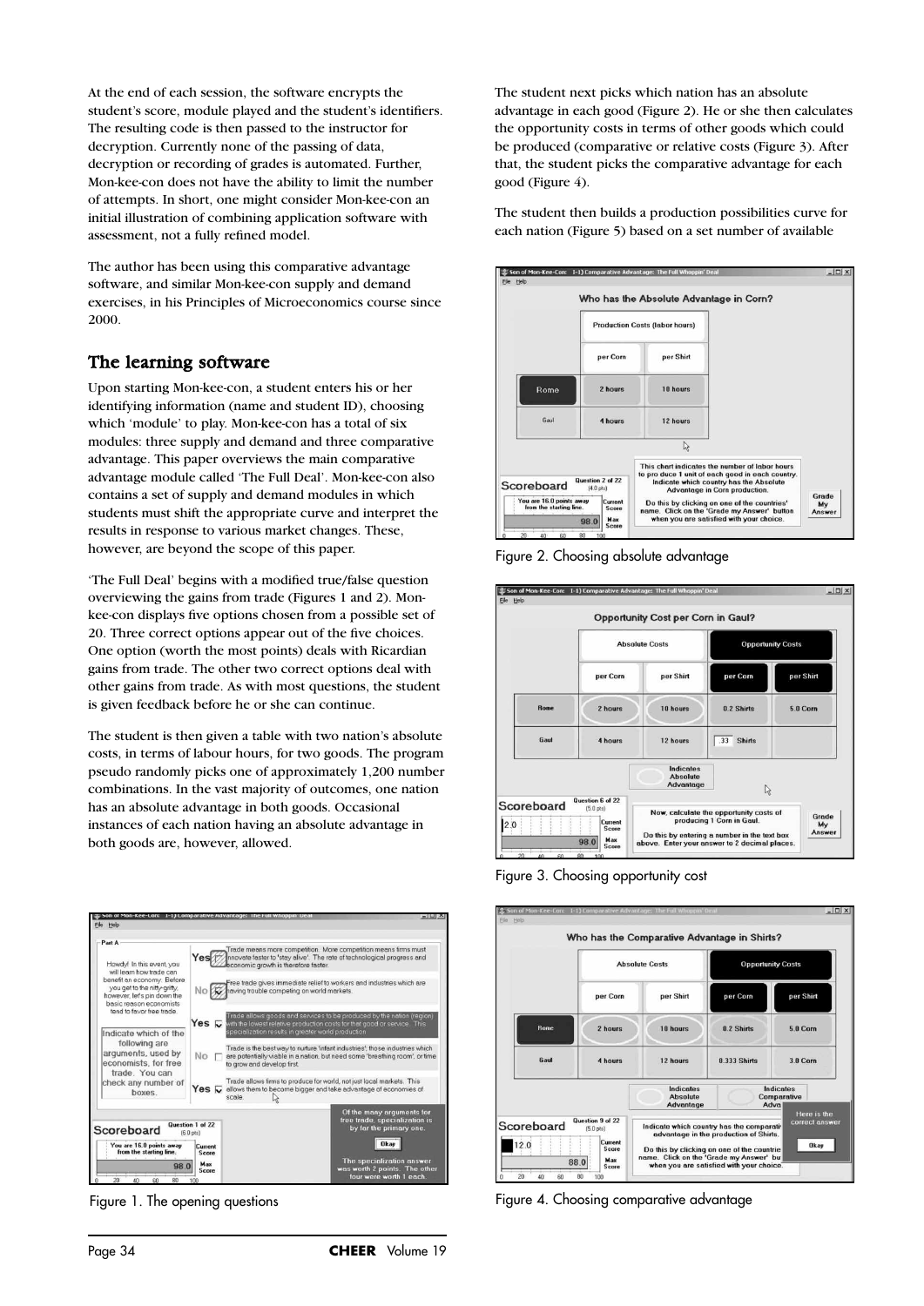At the end of each session, the software encrypts the student's score, module played and the student's identifiers. The resulting code is then passed to the instructor for decryption. Currently none of the passing of data, decryption or recording of grades is automated. Further, Mon-kee-con does not have the ability to limit the number of attempts. In short, one might consider Mon-kee-con an initial illustration of combining application software with assessment, not a fully refined model.

The author has been using this comparative advantage software, and similar Mon-kee-con supply and demand exercises, in his Principles of Microeconomics course since 2000.

## The learning software

Upon starting Mon-kee-con, a student enters his or her identifying information (name and student ID), choosing which 'module' to play. Mon-kee-con has a total of six modules: three supply and demand and three comparative advantage. This paper overviews the main comparative advantage module called 'The Full Deal'. Mon-kee-con also contains a set of supply and demand modules in which students must shift the appropriate curve and interpret the results in response to various market changes. These, however, are beyond the scope of this paper.

'The Full Deal' begins with a modified true/false question overviewing the gains from trade (Figures 1 and 2). Mon-kee-con displays five options chosen from a possible set of 20. Three correct options appear out of the five choices. One option (worth the most points) deals with Ricardian gains from trade. The other two correct options deal with other gains from trade. As with most questions, the student is given feedback before he or she can continue.

The student is then given a table with two nation's absolute costs, in terms of labour hours, for two goods. The program pseudo randomly picks one of approximately 1,200 number combinations. In the vast majority of outcomes, one nation has an absolute advantage in both goods. Occasional instances of each nation having an absolute advantage in both goods are, however, allowed.

Figure 1. The opening questions

The student next picks which nation has an absolute advantage in each good (Figure 2). He or she then calculates the opportunity costs in terms of other goods which could be produced (comparative or relative costs (Figure 3). After that, the student picks the comparative advantage for each good (Figure 4).

The student then builds a production possibilities curve for each nation (Figure 5) based on a set number of available

Figure 2. Choosing absolute advantage

Figure 3. Choosing opportunity cost

Figure 4. Choosing comparative advantage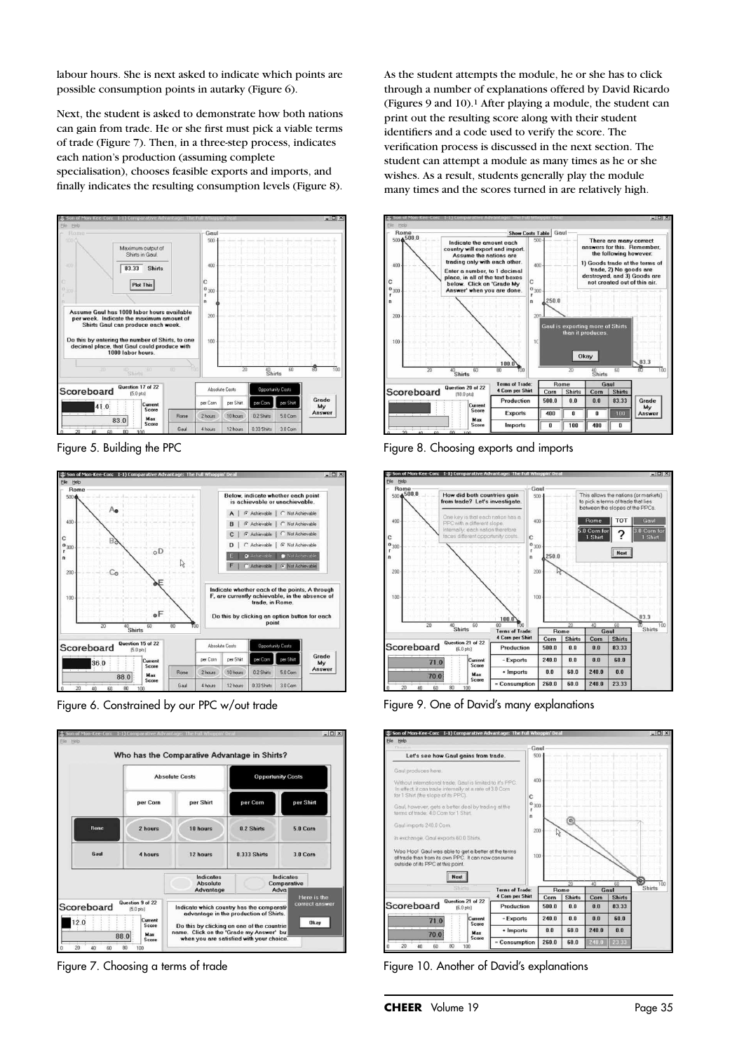labour hours. She is next asked to indicate which points are possible consumption points in autarky (Figure 6).

Next, the student is asked to demonstrate how both nations can gain from trade. He or she first must pick a viable terms of trade (Figure 7). Then, in a three-step process, indicates each nation's production (assuming complete specialisation), chooses feasible exports and imports, and finally indicates the resulting consumption levels (Figure 8).

Figure 5. Building the PPC

Figure 6. Constrained by our PPC w/out trade

Figure 7. Choosing a terms of trade

As the student attempts the module, he or she has to click through a number of explanations offered by David Ricardo (Figures 9 and 10).[1] After playing a module, the student can print out the resulting score along with their student identifiers and a code used to verify the score. The verification process is discussed in the next section. The student can attempt a module as many times as he or she wishes. As a result, students generally play the module many times and the scores turned in are relatively high.

Figure 8. Choosing exports and imports

Figure 9. One of David's many explanations

Figure 10. Another of David's explanations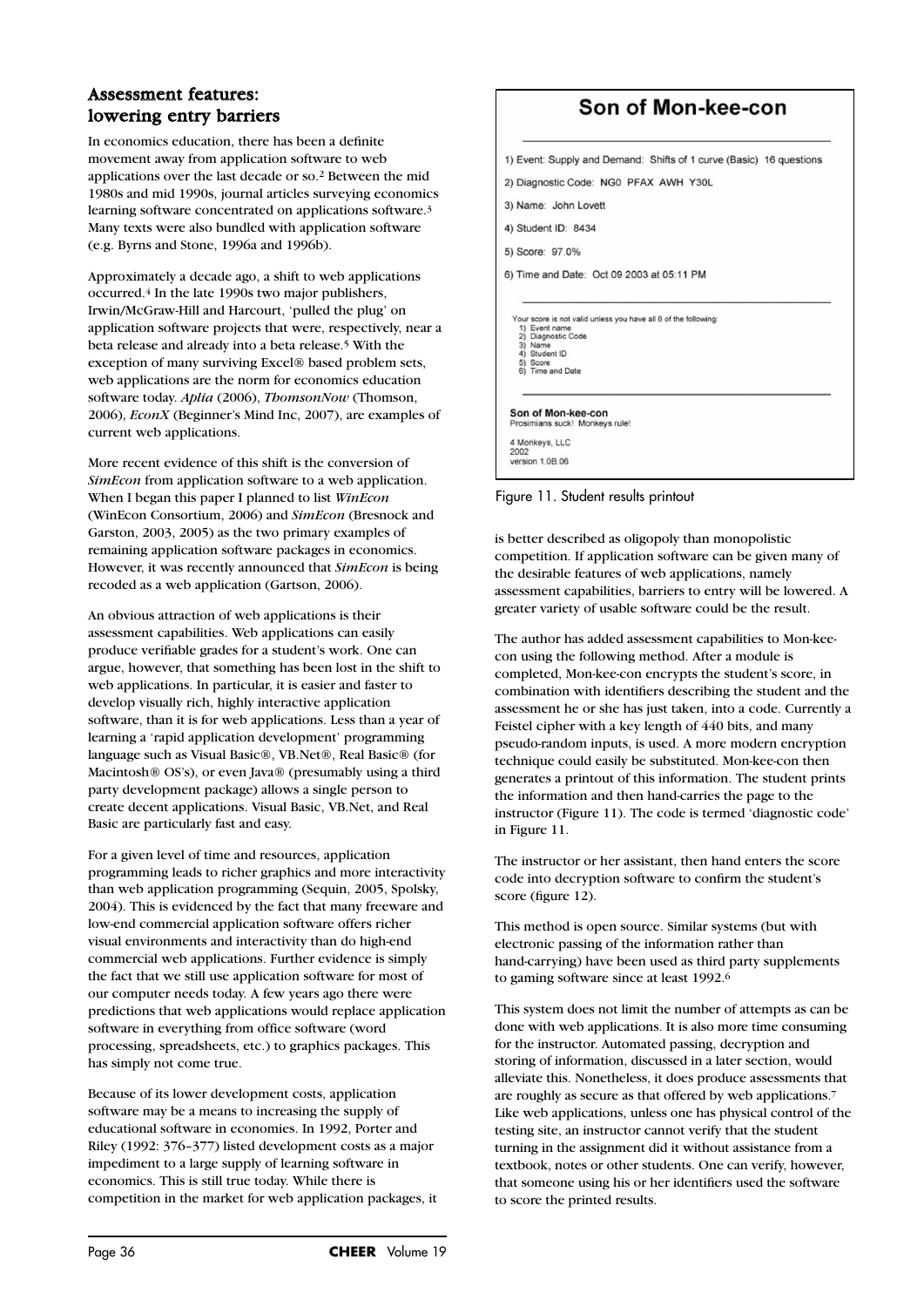## Assessment features: lowering entry barriers

In economics education, there has been a definite movement away from application software to web applications over the last decade or so.[2] Between the mid 1980s and mid 1990s, journal articles surveying economics learning software concentrated on applications software.[3] Many texts were also bundled with application software (e.g. Byrns and Stone, 1996a and 1996b).

Approximately a decade ago, a shift to web applications occurred.[4] In the late 1990s two major publishers, Irwin/McGraw-Hill and Harcourt, 'pulled the plug' on application software projects that were, respectively, near a beta release and already into a beta release.[5] With the exception of many surviving Excel® based problem sets, web applications are the norm for economics education software today. *Aplia* (2006), *ThomsonNow* (Thomson, 2006), *EconX* (Beginner's Mind Inc, 2007), are examples of current web applications.

More recent evidence of this shift is the conversion of *SimEcon* from application software to a web application. When I began this paper I planned to list *WinEcon* (WinEcon Consortium, 2006) and *SimEcon* (Bresnock and Garston, 2003, 2005) as the two primary examples of remaining application software packages in economics. However, it was recently announced that *SimEcon* is being recoded as a web application (Gartson, 2006).

An obvious attraction of web applications is their assessment capabilities. Web applications can easily produce verifiable grades for a student's work. One can argue, however, that something has been lost in the shift to web applications. In particular, it is easier and faster to develop visually rich, highly interactive application software, than it is for web applications. Less than a year of learning a 'rapid application development' programming language such as Visual Basic®, VB.Net®, Real Basic® (for Macintosh® OS's), or even Java® (presumably using a third party development package) allows a single person to create decent applications. Visual Basic, VB.Net, and Real Basic are particularly fast and easy.

For a given level of time and resources, application programming leads to richer graphics and more interactivity than web application programming (Sequin, 2005, Spolsky, 2004). This is evidenced by the fact that many freeware and low-end commercial application software offers richer visual environments and interactivity than do high-end commercial web applications. Further evidence is simply the fact that we still use application software for most of our computer needs today. A few years ago there were predictions that web applications would replace application software in everything from office software (word processing, spreadsheets, etc.) to graphics packages. This has simply not come true.

Because of its lower development costs, application software may be a means to increasing the supply of educational software in economics. In 1992, Porter and Riley (1992: 376–377) listed development costs as a major impediment to a large supply of learning software in economics. This is still true today. While there is competition in the market for web application packages, it is better described as oligopoly than monopolistic competition. If application software can be given many of the desirable features of web applications, namely assessment capabilities, barriers to entry will be lowered. A greater variety of usable software could be the result.

**Son of Mon-kee-con**

1) Event: Supply and Demand: Shifts of 1 curve (Basic) 16 questions
2) Diagnostic Code: NG0 PFAX AWH Y30L
3) Name: John Lovett
4) Student ID: 8434
5) Score: 97.0%
6) Time and Date: Oct 09 2003 at 05:11 PM

Your score is not valid unless you have all 6 of the following:
1) Event name
2) Diagnostic Code
3) Name
4) Student ID
5) Score
6) Time and Date

**Son of Mon-kee-con**
Prosimians suck! Monkeys rule!

4 Monkeys, LLC
2002
version 1.0B.06

Figure 11. Student results printout

The author has added assessment capabilities to Mon-kee-con using the following method. After a module is completed, Mon-kee-con encrypts the student's score, in combination with identifiers describing the student and the assessment he or she has just taken, into a code. Currently a Feistel cipher with a key length of 440 bits, and many pseudo-random inputs, is used. A more modern encryption technique could easily be substituted. Mon-kee-con then generates a printout of this information. The student prints the information and then hand-carries the page to the instructor (Figure 11). The code is termed 'diagnostic code' in Figure 11.

The instructor or her assistant, then hand enters the score code into decryption software to confirm the student's score (figure 12).

This method is open source. Similar systems (but with electronic passing of the information rather than hand-carrying) have been used as third party supplements to gaming software since at least 1992.[6]

This system does not limit the number of attempts as can be done with web applications. It is also more time consuming for the instructor. Automated passing, decryption and storing of information, discussed in a later section, would alleviate this. Nonetheless, it does produce assessments that are roughly as secure as that offered by web applications.[7] Like web applications, unless one has physical control of the testing site, an instructor cannot verify that the student turning in the assignment did it without assistance from a textbook, notes or other students. One can verify, however, that someone using his or her identifiers used the software to score the printed results.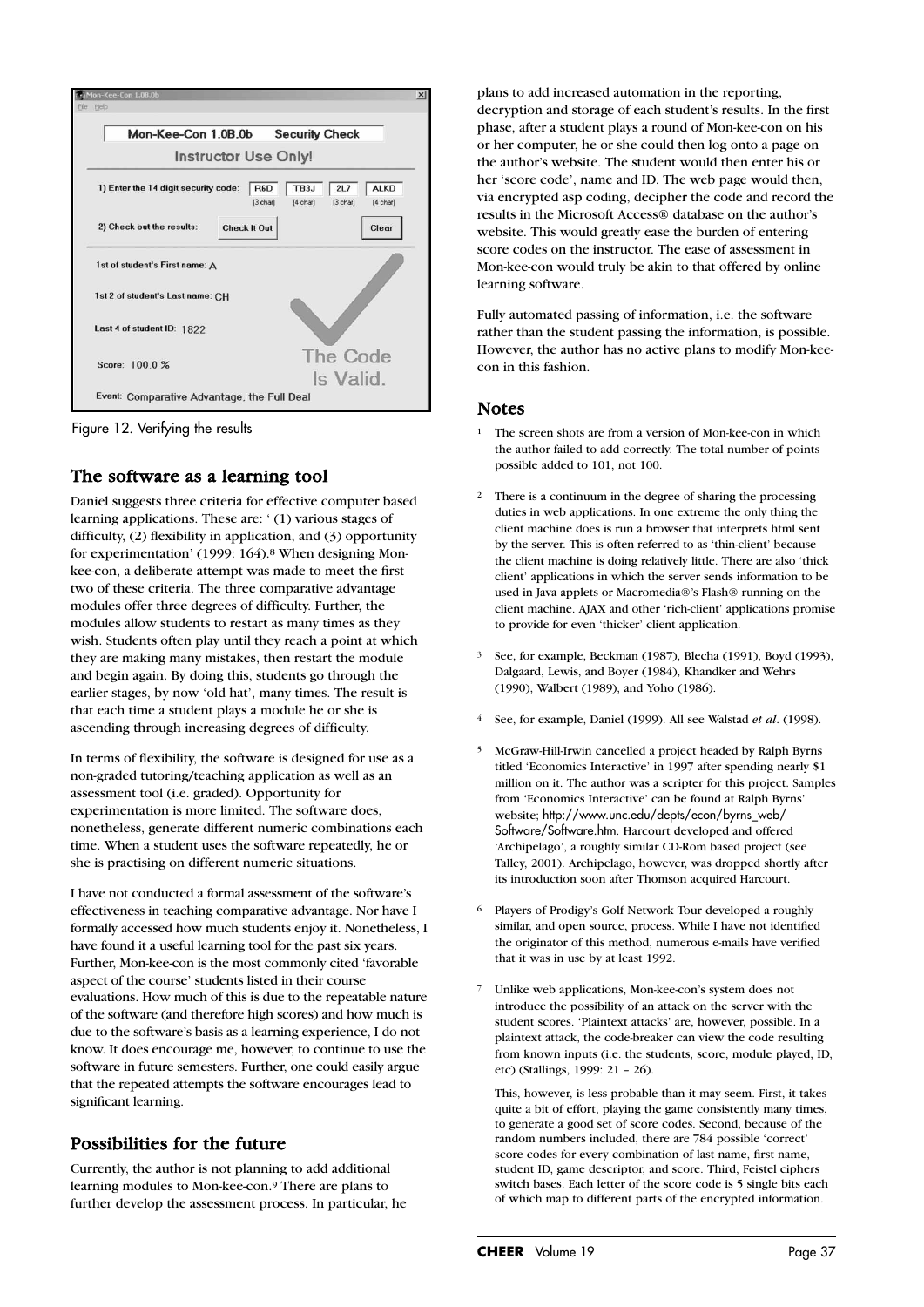Figure 12. Verifying the results

## The software as a learning tool

Daniel suggests three criteria for effective computer based learning applications. These are: ' (1) various stages of difficulty, (2) flexibility in application, and (3) opportunity for experimentation' (1999: 164).[8] When designing Mon-kee-con, a deliberate attempt was made to meet the first two of these criteria. The three comparative advantage modules offer three degrees of difficulty. Further, the modules allow students to restart as many times as they wish. Students often play until they reach a point at which they are making many mistakes, then restart the module and begin again. By doing this, students go through the earlier stages, by now 'old hat', many times. The result is that each time a student plays a module he or she is ascending through increasing degrees of difficulty.

In terms of flexibility, the software is designed for use as a non-graded tutoring/teaching application as well as an assessment tool (i.e. graded). Opportunity for experimentation is more limited. The software does, nonetheless, generate different numeric combinations each time. When a student uses the software repeatedly, he or she is practising on different numeric situations.

I have not conducted a formal assessment of the software's effectiveness in teaching comparative advantage. Nor have I formally accessed how much students enjoy it. Nonetheless, I have found it a useful learning tool for the past six years. Further, Mon-kee-con is the most commonly cited 'favorable aspect of the course' students listed in their course evaluations. How much of this is due to the repeatable nature of the software (and therefore high scores) and how much is due to the software's basis as a learning experience, I do not know. It does encourage me, however, to continue to use the software in future semesters. Further, one could easily argue that the repeated attempts the software encourages lead to significant learning.

## Possibilities for the future

Currently, the author is not planning to add additional learning modules to Mon-kee-con.[9] There are plans to further develop the assessment process. In particular, he plans to add increased automation in the reporting, decryption and storage of each student's results. In the first phase, after a student plays a round of Mon-kee-con on his or her computer, he or she could then log onto a page on the author's website. The student would then enter his or her 'score code', name and ID. The web page would then, via encrypted asp coding, decipher the code and record the results in the Microsoft Access® database on the author's website. This would greatly ease the burden of entering score codes on the instructor. The ease of assessment in Mon-kee-con would truly be akin to that offered by online learning software.

Fully automated passing of information, i.e. the software rather than the student passing the information, is possible. However, the author has no active plans to modify Mon-kee-con in this fashion.

## Notes

1. The screen shots are from a version of Mon-kee-con in which the author failed to add correctly. The total number of points possible added to 101, not 100.

2. There is a continuum in the degree of sharing the processing duties in web applications. In one extreme the only thing the client machine does is run a browser that interprets html sent by the server. This is often referred to as 'thin-client' because the client machine is doing relatively little. There are also 'thick client' applications in which the server sends information to be used in Java applets or Macromedia®'s Flash® running on the client machine. AJAX and other 'rich-client' applications promise to provide for even 'thicker' client application.

3. See, for example, Beckman (1987), Blecha (1991), Boyd (1993), Dalgaard, Lewis, and Boyer (1984), Khandker and Wehrs (1990), Walbert (1989), and Yoho (1986).

4. See, for example, Daniel (1999). All see Walstad *et al*. (1998).

5. McGraw-Hill-Irwin cancelled a project headed by Ralph Byrns titled 'Economics Interactive' in 1997 after spending nearly $1 million on it. The author was a scripter for this project. Samples from 'Economics Interactive' can be found at Ralph Byrns' website; http://www.unc.edu/depts/econ/byrns_web/Software/Software.htm. Harcourt developed and offered 'Archipelago', a roughly similar CD-Rom based project (see Talley, 2001). Archipelago, however, was dropped shortly after its introduction soon after Thomson acquired Harcourt.

6. Players of Prodigy's Golf Network Tour developed a roughly similar, and open source, process. While I have not identified the originator of this method, numerous e-mails have verified that it was in use by at least 1992.

7. Unlike web applications, Mon-kee-con's system does not introduce the possibility of an attack on the server with the student scores. 'Plaintext attacks' are, however, possible. In a plaintext attack, the code-breaker can view the code resulting from known inputs (i.e. the students, score, module played, ID, etc) (Stallings, 1999: 21 – 26).

   This, however, is less probable than it may seem. First, it takes quite a bit of effort, playing the game consistently many times, to generate a good set of score codes. Second, because of the random numbers included, there are 784 possible 'correct' score codes for every combination of last name, first name, student ID, game descriptor, and score. Third, Feistel ciphers switch bases. Each letter of the score code is 5 single bits each of which map to different parts of the encrypted information.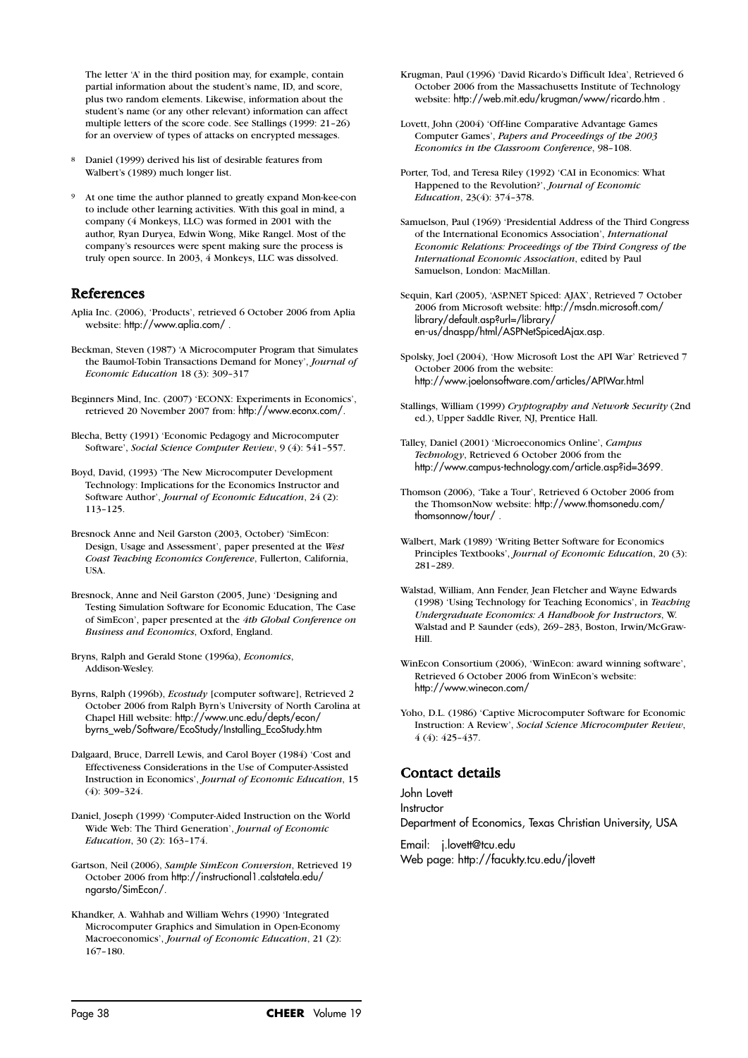The letter 'A' in the third position may, for example, contain partial information about the student's name, ID, and score, plus two random elements. Likewise, information about the student's name (or any other relevant) information can affect multiple letters of the score code. See Stallings (1999: 21–26) for an overview of types of attacks on encrypted messages.

[8] Daniel (1999) derived his list of desirable features from Walbert's (1989) much longer list.

[9] At one time the author planned to greatly expand Mon-kee-con to include other learning activities. With this goal in mind, a company (4 Monkeys, LLC) was formed in 2001 with the author, Ryan Duryea, Edwin Wong, Mike Rangel. Most of the company's resources were spent making sure the process is truly open source. In 2003, 4 Monkeys, LLC was dissolved.

## References

Aplia Inc. (2006), 'Products', retrieved 6 October 2006 from Aplia website: http://www.aplia.com/ .

Beckman, Steven (1987) 'A Microcomputer Program that Simulates the Baumol-Tobin Transactions Demand for Money', *Journal of Economic Education* 18 (3): 309–317

Beginners Mind, Inc. (2007) 'ECONX: Experiments in Economics', retrieved 20 November 2007 from: http://www.econx.com/.

Blecha, Betty (1991) 'Economic Pedagogy and Microcomputer Software', *Social Science Computer Review*, 9 (4): 541–557.

Boyd, David, (1993) 'The New Microcomputer Development Technology: Implications for the Economics Instructor and Software Author', *Journal of Economic Education*, 24 (2): 113–125.

Bresnock Anne and Neil Garston (2003, October) 'SimEcon: Design, Usage and Assessment', paper presented at the *West Coast Teaching Economics Conference*, Fullerton, California, USA.

Bresnock, Anne and Neil Garston (2005, June) 'Designing and Testing Simulation Software for Economic Education, The Case of SimEcon', paper presented at the *4th Global Conference on Business and Economics,* Oxford, England.

Bryns, Ralph and Gerald Stone (1996a), *Economics*, Addison-Wesley.

Byrns, Ralph (1996b), *Ecostudy* [computer software], Retrieved 2 October 2006 from Ralph Byrn's University of North Carolina at Chapel Hill website: http://www.unc.edu/depts/econ/byrns_web/Software/EcoStudy/Installing_EcoStudy.htm

Dalgaard, Bruce, Darrell Lewis, and Carol Boyer (1984) 'Cost and Effectiveness Considerations in the Use of Computer-Assisted Instruction in Economics', *Journal of Economic Education*, 15 (4): 309–324.

Daniel, Joseph (1999) 'Computer-Aided Instruction on the World Wide Web: The Third Generation', *Journal of Economic Education*, 30 (2): 163–174.

Gartson, Neil (2006), *Sample SimEcon Conversion*, Retrieved 19 October 2006 from http://instructional1.calstatela.edu/ngarsto/SimEcon/.

Khandker, A. Wahhab and William Wehrs (1990) 'Integrated Microcomputer Graphics and Simulation in Open-Economy Macroeconomics', *Journal of Economic Education*, 21 (2): 167–180.

Krugman, Paul (1996) 'David Ricardo's Difficult Idea', Retrieved 6 October 2006 from the Massachusetts Institute of Technology website: http://web.mit.edu/krugman/www/ricardo.htm .

Lovett, John (2004) 'Off-line Comparative Advantage Games Computer Games', *Papers and Proceedings of the 2003 Economics in the Classroom Conference*, 98–108.

Porter, Tod, and Teresa Riley (1992) 'CAI in Economics: What Happened to the Revolution?', *Journal of Economic Education*, 23(4): 374–378.

Samuelson, Paul (1969) 'Presidential Address of the Third Congress of the International Economics Association', *International Economic Relations: Proceedings of the Third Congress of the International Economic Association*, edited by Paul Samuelson, London: MacMillan.

Sequin, Karl (2005), 'ASP.NET Spiced: AJAX', Retrieved 7 October 2006 from Microsoft website: http://msdn.microsoft.com/library/default.asp?url=/library/en-us/dnaspp/html/ASPNetSpicedAjax.asp.

Spolsky, Joel (2004), 'How Microsoft Lost the API War' Retrieved 7 October 2006 from the website: http://www.joelonsoftware.com/articles/APIWar.html

Stallings, William (1999) *Cryptography and Network Security* (2nd ed.), Upper Saddle River, NJ, Prentice Hall.

Talley, Daniel (2001) 'Microeconomics Online', *Campus Technology*, Retrieved 6 October 2006 from the http://www.campus-technology.com/article.asp?id=3699.

Thomson (2006), 'Take a Tour', Retrieved 6 October 2006 from the ThomsonNow website: http://www.thomsonedu.com/thomsonnow/tour/ .

Walbert, Mark (1989) 'Writing Better Software for Economics Principles Textbooks', *Journal of Economic Education*, 20 (3): 281–289.

Walstad, William, Ann Fender, Jean Fletcher and Wayne Edwards (1998) 'Using Technology for Teaching Economics', in *Teaching Undergraduate Economics: A Handbook for Instructors*, W. Walstad and P. Saunder (eds), 269–283, Boston, Irwin/McGraw-Hill.

WinEcon Consortium (2006), 'WinEcon: award winning software', Retrieved 6 October 2006 from WinEcon's website: http://www.winecon.com/

Yoho, D.L. (1986) 'Captive Microcomputer Software for Economic Instruction: A Review', *Social Science Microcomputer Review*, 4 (4): 425–437.

## Contact details

John Lovett
Instructor
Department of Economics, Texas Christian University, USA

Email: j.lovett@tcu.edu
Web page: http://facukty.tcu.edu/jlovett